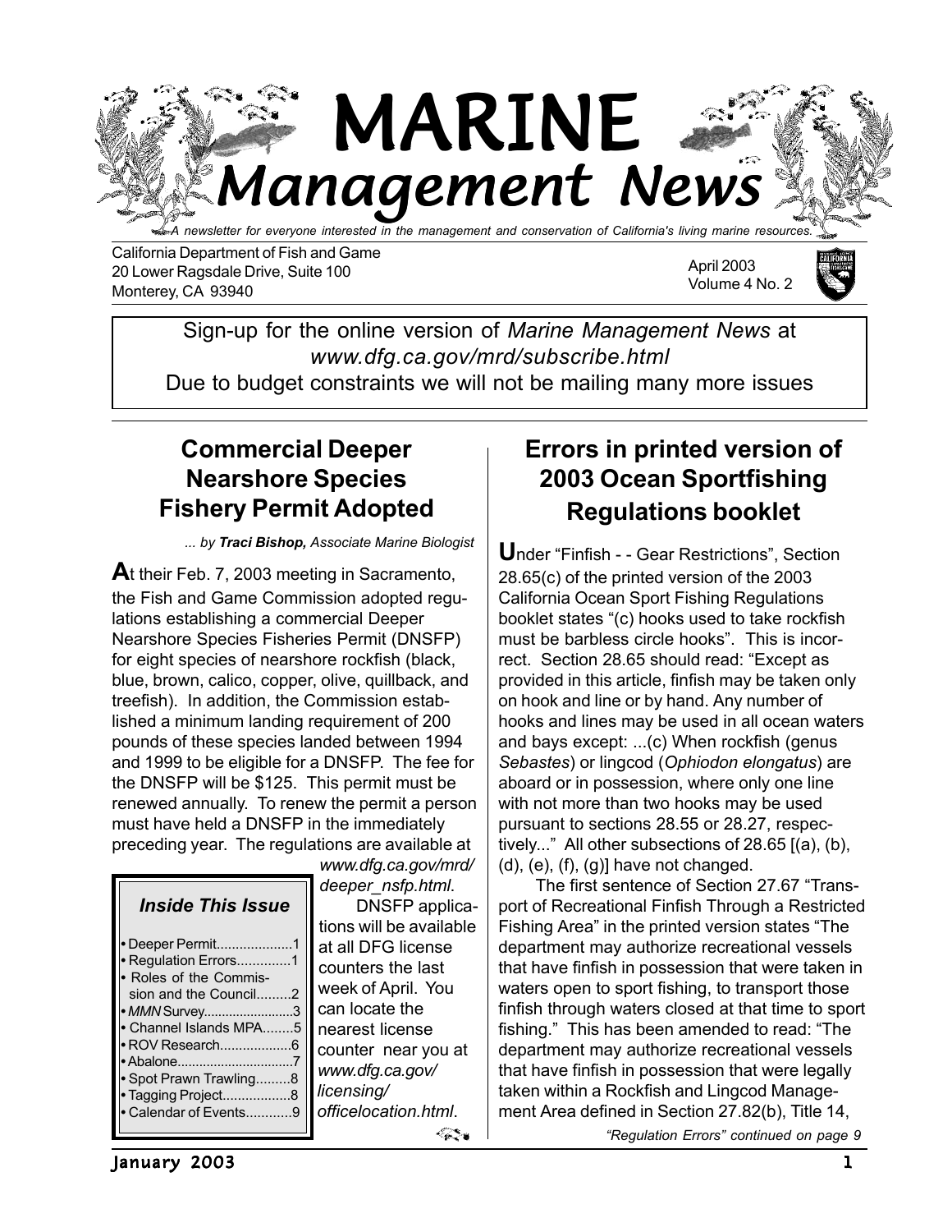# MARINE *Management News*

*A newsletter for everyone interested in the management and conservation of California's living marine resources.*

California Department of Fish and Game
20 Lower Ragsdale Drive, Suite 100
Monterey, CA 93940

April 2003
Volume 4 No. 2

Sign-up for the online version of *Marine Management News* at *www.dfg.ca.gov/mrd/subscribe.html*
Due to budget constraints we will not be mailing many more issues

## Commercial Deeper Nearshore Species Fishery Permit Adopted

*... by **Traci Bishop,** Associate Marine Biologist*

**A**t their Feb. 7, 2003 meeting in Sacramento, the Fish and Game Commission adopted regulations establishing a commercial Deeper Nearshore Species Fisheries Permit (DNSFP) for eight species of nearshore rockfish (black, blue, brown, calico, copper, olive, quillback, and treefish). In addition, the Commission established a minimum landing requirement of 200 pounds of these species landed between 1994 and 1999 to be eligible for a DNSFP. The fee for the DNSFP will be $125. This permit must be renewed annually. To renew the permit a person must have held a DNSFP in the immediately preceding year. The regulations are available at *www.dfg.ca.gov/mrd/deeper_nsfp.html*.

DNSFP applications will be available at all DFG license counters the last week of April. You can locate the nearest license counter near you at *www.dfg.ca.gov/licensing/officelocation.html*.

### *Inside This Issue*

- Deeper Permit....................1
- Regulation Errors..............1
- Roles of the Commission and the Council.........2
- *MMN* Survey........................3
- Channel Islands MPA........5
- ROV Research...................6
- Abalone................................7
- Spot Prawn Trawling.........8
- Tagging Project..................8
- Calendar of Events............9

## Errors in printed version of 2003 Ocean Sportfishing Regulations booklet

**U**nder "Finfish - - Gear Restrictions", Section 28.65(c) of the printed version of the 2003 California Ocean Sport Fishing Regulations booklet states "(c) hooks used to take rockfish must be barbless circle hooks". This is incorrect. Section 28.65 should read: "Except as provided in this article, finfish may be taken only on hook and line or by hand. Any number of hooks and lines may be used in all ocean waters and bays except: ...(c) When rockfish (genus *Sebastes*) or lingcod (*Ophiodon elongatus*) are aboard or in possession, where only one line with not more than two hooks may be used pursuant to sections 28.55 or 28.27, respectively..." All other subsections of 28.65 [(a), (b), (d), (e), (f), (g)] have not changed.

The first sentence of Section 27.67 "Transport of Recreational Finfish Through a Restricted Fishing Area" in the printed version states "The department may authorize recreational vessels that have finfish in possession that were taken in waters open to sport fishing, to transport those finfish through waters closed at that time to sport fishing." This has been amended to read: "The department may authorize recreational vessels that have finfish in possession that were legally taken within a Rockfish and Lingcod Management Area defined in Section 27.82(b), Title 14,

*"Regulation Errors" continued on page 9*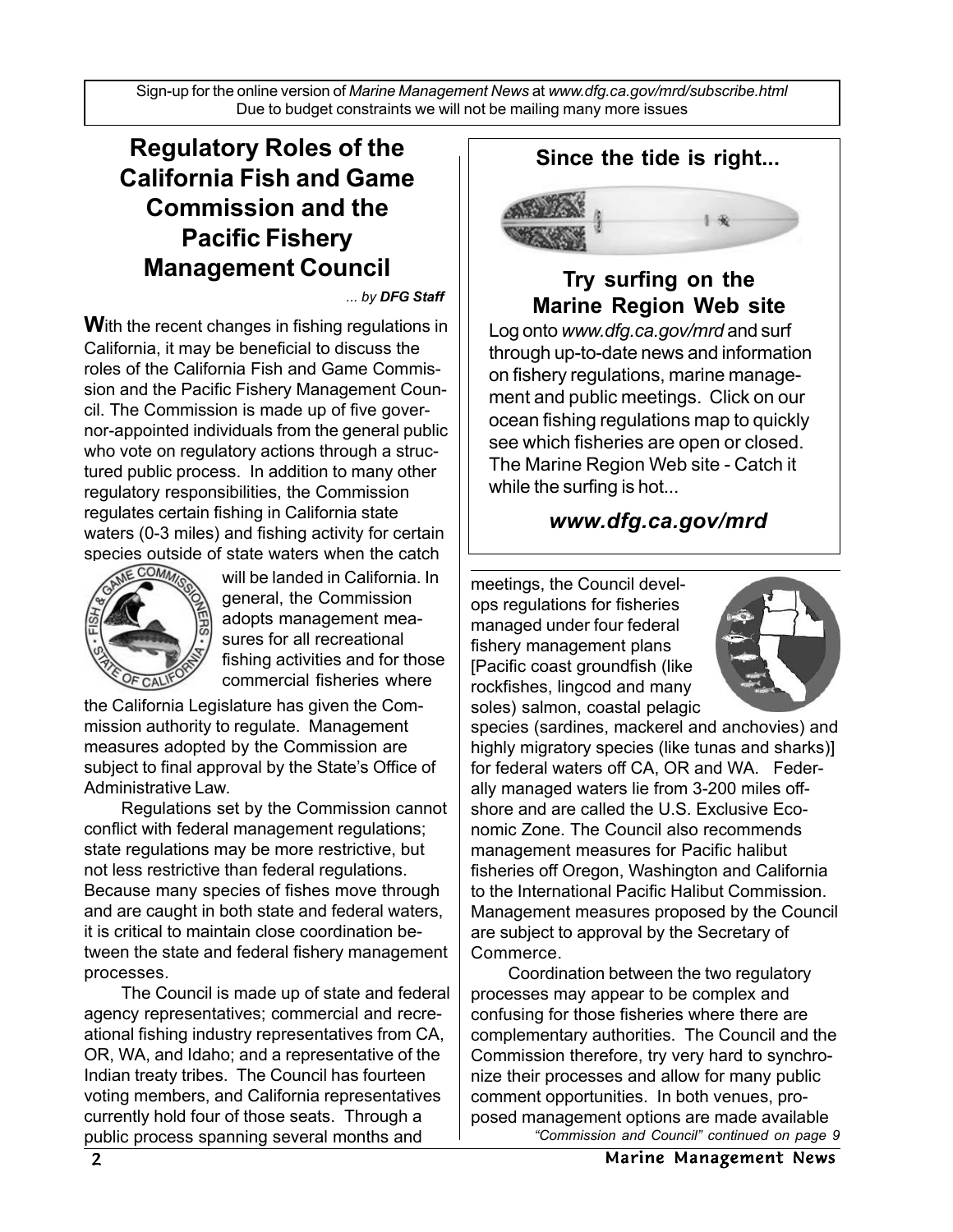Sign-up for the online version of *Marine Management News* at *www.dfg.ca.gov/mrd/subscribe.html*
Due to budget constraints we will not be mailing many more issues

# Regulatory Roles of the California Fish and Game Commission and the Pacific Fishery Management Council

*... by **DFG Staff***

**W**ith the recent changes in fishing regulations in California, it may be beneficial to discuss the roles of the California Fish and Game Commission and the Pacific Fishery Management Council. The Commission is made up of five governor-appointed individuals from the general public who vote on regulatory actions through a structured public process. In addition to many other regulatory responsibilities, the Commission regulates certain fishing in California state waters (0-3 miles) and fishing activity for certain species outside of state waters when the catch will be landed in California. In general, the Commission adopts management measures for all recreational fishing activities and for those commercial fisheries where the California Legislature has given the Commission authority to regulate. Management measures adopted by the Commission are subject to final approval by the State's Office of Administrative Law.

Regulations set by the Commission cannot conflict with federal management regulations; state regulations may be more restrictive, but not less restrictive than federal regulations. Because many species of fishes move through and are caught in both state and federal waters, it is critical to maintain close coordination between the state and federal fishery management processes.

The Council is made up of state and federal agency representatives; commercial and recreational fishing industry representatives from CA, OR, WA, and Idaho; and a representative of the Indian treaty tribes. The Council has fourteen voting members, and California representatives currently hold four of those seats. Through a public process spanning several months and meetings, the Council develops regulations for fisheries managed under four federal fishery management plans [Pacific coast groundfish (like rockfishes, lingcod and many soles) salmon, coastal pelagic species (sardines, mackerel and anchovies) and highly migratory species (like tunas and sharks)] for federal waters off CA, OR and WA. Federally managed waters lie from 3-200 miles offshore and are called the U.S. Exclusive Economic Zone. The Council also recommends management measures for Pacific halibut fisheries off Oregon, Washington and California to the International Pacific Halibut Commission. Management measures proposed by the Council are subject to approval by the Secretary of Commerce.

Coordination between the two regulatory processes may appear to be complex and confusing for those fisheries where there are complementary authorities. The Council and the Commission therefore, try very hard to synchronize their processes and allow for many public comment opportunities. In both venues, proposed management options are made available

*"Commission and Council" continued on page 9*

## Since the tide is right...

## Try surfing on the Marine Region Web site

Log onto *www.dfg.ca.gov/mrd* and surf through up-to-date news and information on fishery regulations, marine management and public meetings. Click on our ocean fishing regulations map to quickly see which fisheries are open or closed. The Marine Region Web site - Catch it while the surfing is hot...

***www.dfg.ca.gov/mrd***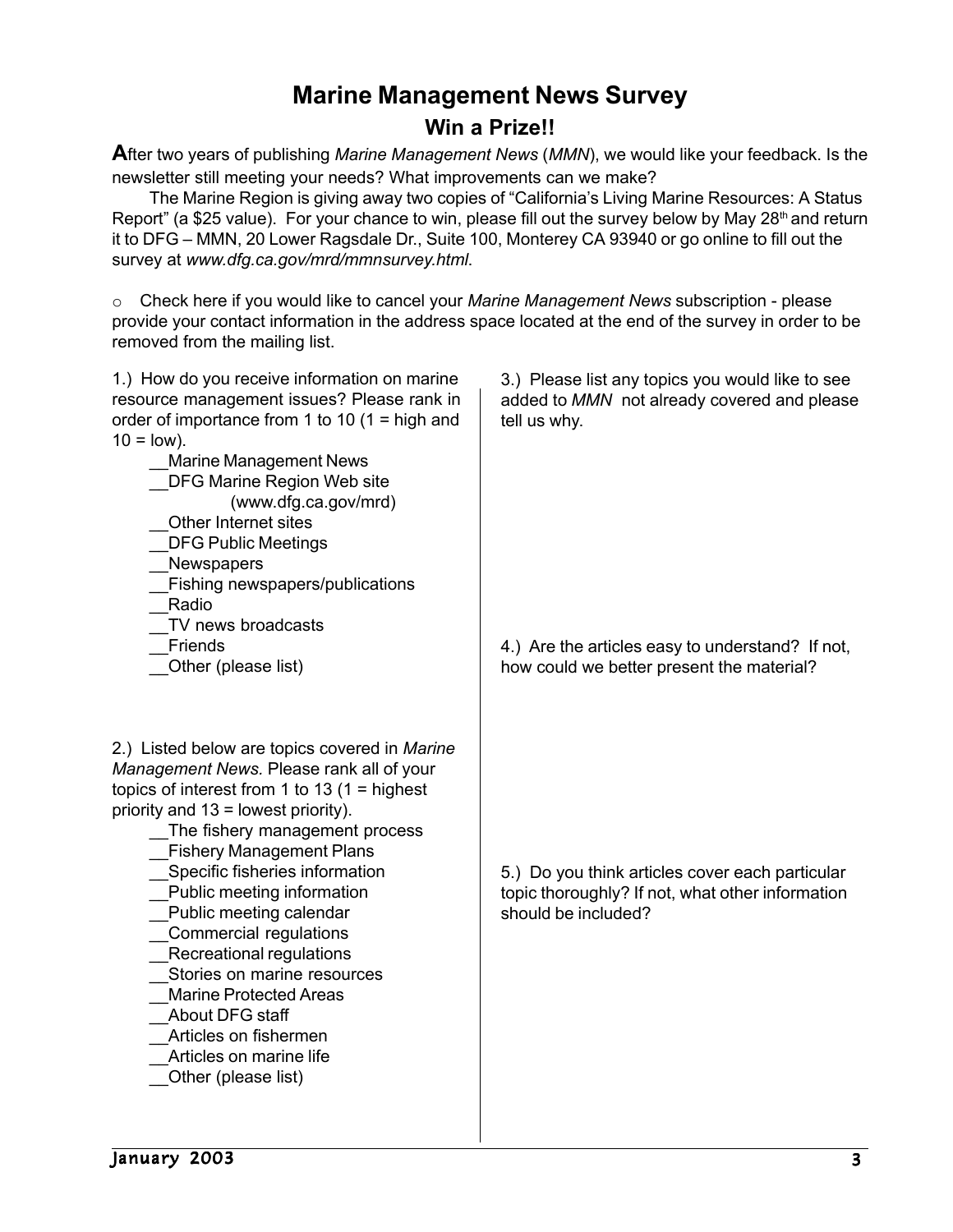# Marine Management News Survey

## Win a Prize!!

**A**fter two years of publishing *Marine Management News* (*MMN*), we would like your feedback. Is the newsletter still meeting your needs? What improvements can we make?

The Marine Region is giving away two copies of "California's Living Marine Resources: A Status Report" (a $25 value). For your chance to win, please fill out the survey below by May 28th and return it to DFG – MMN, 20 Lower Ragsdale Dr., Suite 100, Monterey CA 93940 or go online to fill out the survey at *www.dfg.ca.gov/mrd/mmnsurvey.html*.

○ Check here if you would like to cancel your *Marine Management News* subscription - please provide your contact information in the address space located at the end of the survey in order to be removed from the mailing list.

1.) How do you receive information on marine resource management issues? Please rank in order of importance from 1 to 10 (1 = high and 10 = low).

- __Marine Management News
- __DFG Marine Region Web site (www.dfg.ca.gov/mrd)
- __Other Internet sites
- __DFG Public Meetings
- __Newspapers
- __Fishing newspapers/publications
- __Radio
- __TV news broadcasts
- __Friends
- __Other (please list)

2.) Listed below are topics covered in *Marine Management News.* Please rank all of your topics of interest from 1 to 13 (1 = highest priority and 13 = lowest priority).

- __The fishery management process
- __Fishery Management Plans
- __Specific fisheries information
- __Public meeting information
- __Public meeting calendar
- __Commercial regulations
- __Recreational regulations
- __Stories on marine resources
- __Marine Protected Areas
- __About DFG staff
- __Articles on fishermen
- __Articles on marine life
- __Other (please list)

3.) Please list any topics you would like to see added to *MMN* not already covered and please tell us why.

4.) Are the articles easy to understand? If not, how could we better present the material?

5.) Do you think articles cover each particular topic thoroughly? If not, what other information should be included?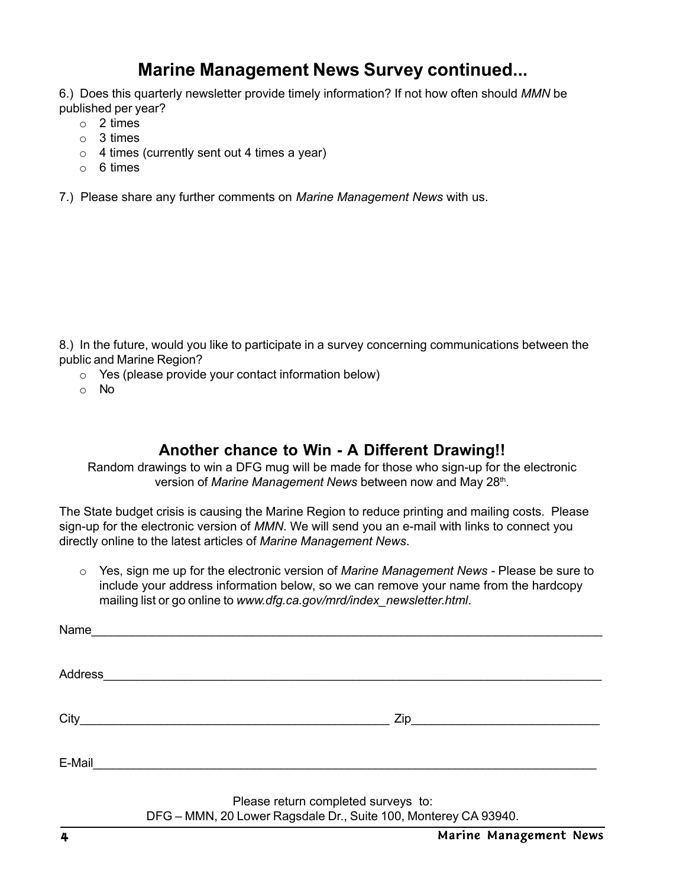## Marine Management News Survey continued...

6.) Does this quarterly newsletter provide timely information? If not how often should *MMN* be published per year?

- o 2 times
- o 3 times
- o 4 times (currently sent out 4 times a year)
- o 6 times

7.) Please share any further comments on *Marine Management News* with us.

8.) In the future, would you like to participate in a survey concerning communications between the public and Marine Region?

- o Yes (please provide your contact information below)
- o No

## Another chance to Win - A Different Drawing!!

Random drawings to win a DFG mug will be made for those who sign-up for the electronic version of *Marine Management News* between now and May 28th.

The State budget crisis is causing the Marine Region to reduce printing and mailing costs. Please sign-up for the electronic version of *MMN*. We will send you an e-mail with links to connect you directly online to the latest articles of *Marine Management News*.

- o Yes, sign me up for the electronic version of *Marine Management News* - Please be sure to include your address information below, so we can remove your name from the hardcopy mailing list or go online to *www.dfg.ca.gov/mrd/index_newsletter.html*.

Name______________________________________________________________________________

Address____________________________________________________________________________

City_____________________________________________ Zip___________________________

E-Mail_____________________________________________________________________________

Please return completed surveys to:
DFG – MMN, 20 Lower Ragsdale Dr., Suite 100, Monterey CA 93940.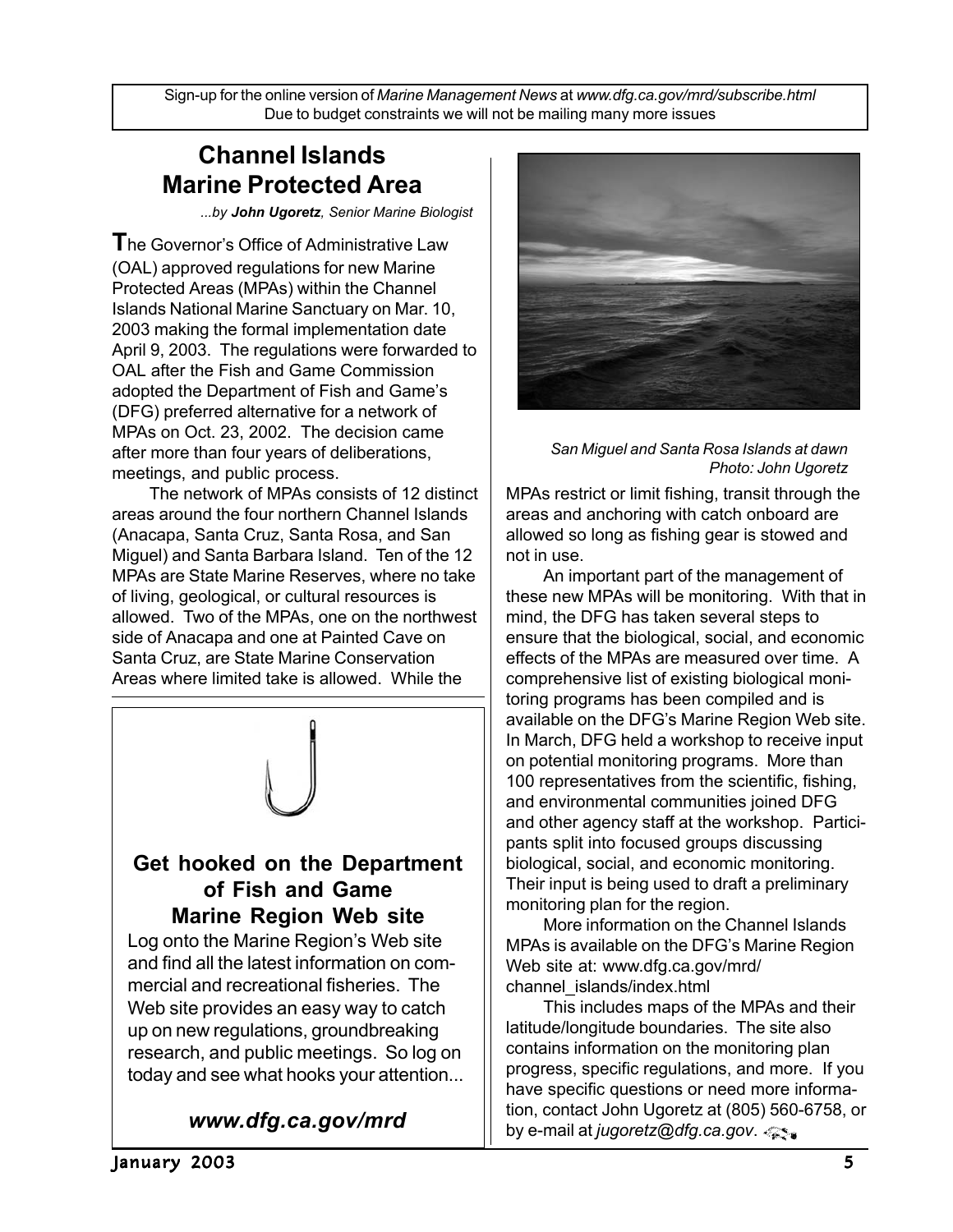Sign-up for the online version of *Marine Management News* at *www.dfg.ca.gov/mrd/subscribe.html*
Due to budget constraints we will not be mailing many more issues

## Channel Islands Marine Protected Area

*...by **John Ugoretz**, Senior Marine Biologist*

The Governor's Office of Administrative Law (OAL) approved regulations for new Marine Protected Areas (MPAs) within the Channel Islands National Marine Sanctuary on Mar. 10, 2003 making the formal implementation date April 9, 2003. The regulations were forwarded to OAL after the Fish and Game Commission adopted the Department of Fish and Game's (DFG) preferred alternative for a network of MPAs on Oct. 23, 2002. The decision came after more than four years of deliberations, meetings, and public process.

The network of MPAs consists of 12 distinct areas around the four northern Channel Islands (Anacapa, Santa Cruz, Santa Rosa, and San Miguel) and Santa Barbara Island. Ten of the 12 MPAs are State Marine Reserves, where no take of living, geological, or cultural resources is allowed. Two of the MPAs, one on the northwest side of Anacapa and one at Painted Cave on Santa Cruz, are State Marine Conservation Areas where limited take is allowed. While the MPAs restrict or limit fishing, transit through the areas and anchoring with catch onboard are allowed so long as fishing gear is stowed and not in use.

*San Miguel and Santa Rosa Islands at dawn*
*Photo: John Ugoretz*

An important part of the management of these new MPAs will be monitoring. With that in mind, the DFG has taken several steps to ensure that the biological, social, and economic effects of the MPAs are measured over time. A comprehensive list of existing biological monitoring programs has been compiled and is available on the DFG's Marine Region Web site. In March, DFG held a workshop to receive input on potential monitoring programs. More than 100 representatives from the scientific, fishing, and environmental communities joined DFG and other agency staff at the workshop. Participants split into focused groups discussing biological, social, and economic monitoring. Their input is being used to draft a preliminary monitoring plan for the region.

More information on the Channel Islands MPAs is available on the DFG's Marine Region Web site at: www.dfg.ca.gov/mrd/channel_islands/index.html

This includes maps of the MPAs and their latitude/longitude boundaries. The site also contains information on the monitoring plan progress, specific regulations, and more. If you have specific questions or need more information, contact John Ugoretz at (805) 560-6758, or by e-mail at *jugoretz@dfg.ca.gov*.

### Get hooked on the Department of Fish and Game Marine Region Web site

Log onto the Marine Region's Web site and find all the latest information on commercial and recreational fisheries. The Web site provides an easy way to catch up on new regulations, groundbreaking research, and public meetings. So log on today and see what hooks your attention...

***www.dfg.ca.gov/mrd***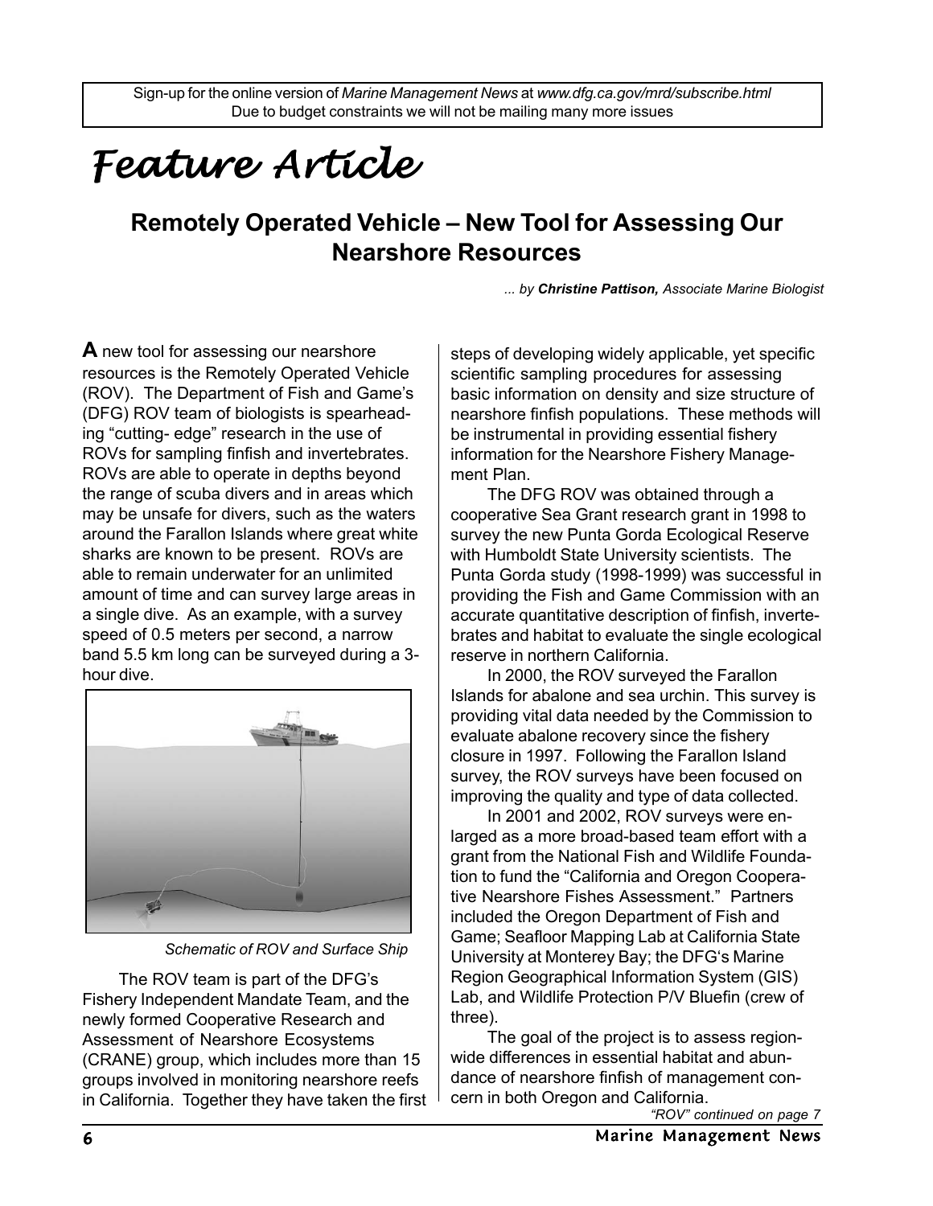Sign-up for the online version of *Marine Management News* at *www.dfg.ca.gov/mrd/subscribe.html*
Due to budget constraints we will not be mailing many more issues

# Feature Article

## Remotely Operated Vehicle – New Tool for Assessing Our Nearshore Resources

*... by **Christine Pattison,** Associate Marine Biologist*

**A** new tool for assessing our nearshore resources is the Remotely Operated Vehicle (ROV). The Department of Fish and Game's (DFG) ROV team of biologists is spearheading "cutting- edge" research in the use of ROVs for sampling finfish and invertebrates. ROVs are able to operate in depths beyond the range of scuba divers and in areas which may be unsafe for divers, such as the waters around the Farallon Islands where great white sharks are known to be present. ROVs are able to remain underwater for an unlimited amount of time and can survey large areas in a single dive. As an example, with a survey speed of 0.5 meters per second, a narrow band 5.5 km long can be surveyed during a 3-hour dive.

*Schematic of ROV and Surface Ship*

The ROV team is part of the DFG's Fishery Independent Mandate Team, and the newly formed Cooperative Research and Assessment of Nearshore Ecosystems (CRANE) group, which includes more than 15 groups involved in monitoring nearshore reefs in California. Together they have taken the first steps of developing widely applicable, yet specific scientific sampling procedures for assessing basic information on density and size structure of nearshore finfish populations. These methods will be instrumental in providing essential fishery information for the Nearshore Fishery Management Plan.

The DFG ROV was obtained through a cooperative Sea Grant research grant in 1998 to survey the new Punta Gorda Ecological Reserve with Humboldt State University scientists. The Punta Gorda study (1998-1999) was successful in providing the Fish and Game Commission with an accurate quantitative description of finfish, invertebrates and habitat to evaluate the single ecological reserve in northern California.

In 2000, the ROV surveyed the Farallon Islands for abalone and sea urchin. This survey is providing vital data needed by the Commission to evaluate abalone recovery since the fishery closure in 1997. Following the Farallon Island survey, the ROV surveys have been focused on improving the quality and type of data collected.

In 2001 and 2002, ROV surveys were enlarged as a more broad-based team effort with a grant from the National Fish and Wildlife Foundation to fund the "California and Oregon Cooperative Nearshore Fishes Assessment." Partners included the Oregon Department of Fish and Game; Seafloor Mapping Lab at California State University at Monterey Bay; the DFG's Marine Region Geographical Information System (GIS) Lab, and Wildlife Protection P/V Bluefin (crew of three).

The goal of the project is to assess region-wide differences in essential habitat and abundance of nearshore finfish of management concern in both Oregon and California.

*"ROV" continued on page 7*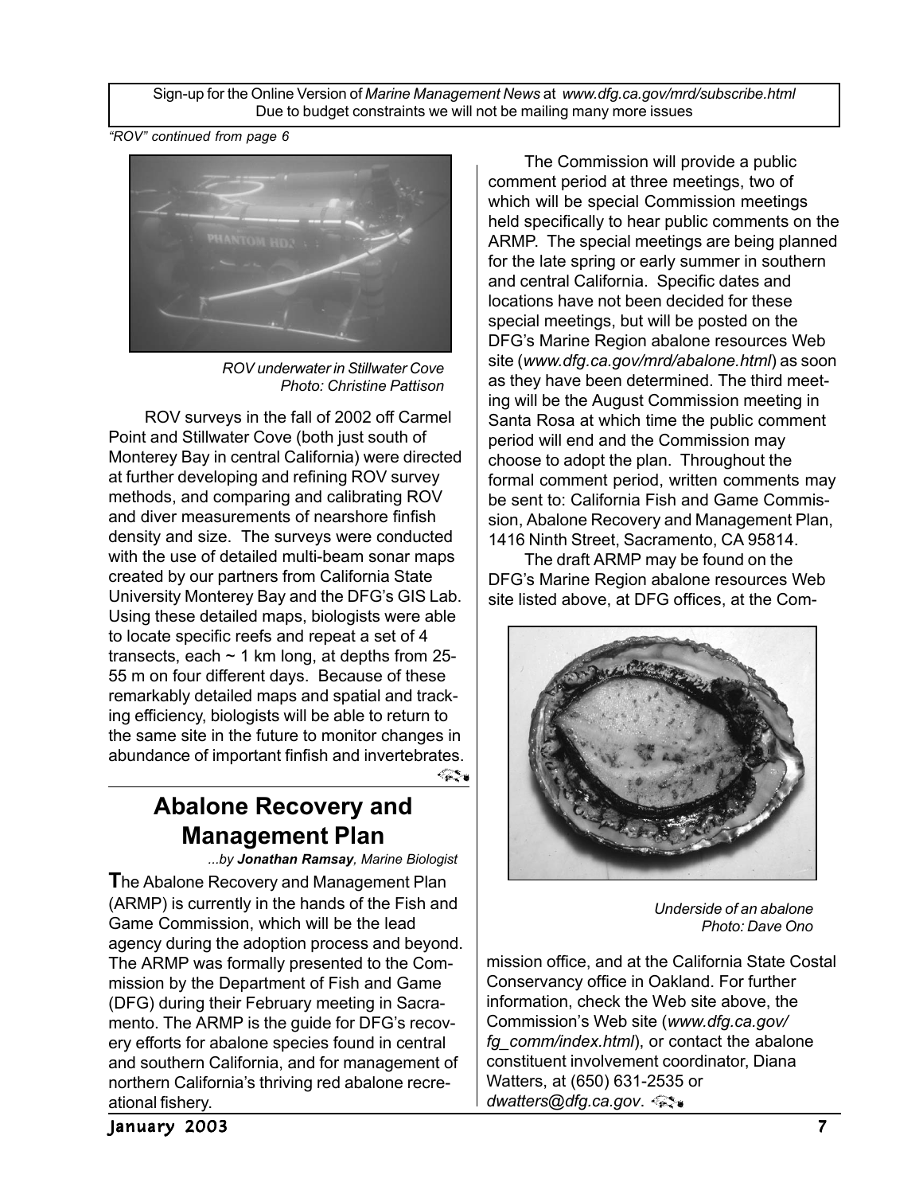Sign-up for the Online Version of *Marine Management News* at *www.dfg.ca.gov/mrd/subscribe.html*
Due to budget constraints we will not be mailing many more issues

*"ROV" continued from page 6*

*ROV underwater in Stillwater Cove*
*Photo: Christine Pattison*

ROV surveys in the fall of 2002 off Carmel Point and Stillwater Cove (both just south of Monterey Bay in central California) were directed at further developing and refining ROV survey methods, and comparing and calibrating ROV and diver measurements of nearshore finfish density and size. The surveys were conducted with the use of detailed multi-beam sonar maps created by our partners from California State University Monterey Bay and the DFG's GIS Lab. Using these detailed maps, biologists were able to locate specific reefs and repeat a set of 4 transects, each ~ 1 km long, at depths from 25-55 m on four different days. Because of these remarkably detailed maps and spatial and tracking efficiency, biologists will be able to return to the same site in the future to monitor changes in abundance of important finfish and invertebrates.

## Abalone Recovery and Management Plan

*...by **Jonathan Ramsay**, Marine Biologist*

**T**he Abalone Recovery and Management Plan (ARMP) is currently in the hands of the Fish and Game Commission, which will be the lead agency during the adoption process and beyond. The ARMP was formally presented to the Commission by the Department of Fish and Game (DFG) during their February meeting in Sacramento. The ARMP is the guide for DFG's recovery efforts for abalone species found in central and southern California, and for management of northern California's thriving red abalone recreational fishery.

The Commission will provide a public comment period at three meetings, two of which will be special Commission meetings held specifically to hear public comments on the ARMP. The special meetings are being planned for the late spring or early summer in southern and central California. Specific dates and locations have not been decided for these special meetings, but will be posted on the DFG's Marine Region abalone resources Web site (*www.dfg.ca.gov/mrd/abalone.html*) as soon as they have been determined. The third meeting will be the August Commission meeting in Santa Rosa at which time the public comment period will end and the Commission may choose to adopt the plan. Throughout the formal comment period, written comments may be sent to: California Fish and Game Commission, Abalone Recovery and Management Plan, 1416 Ninth Street, Sacramento, CA 95814.

The draft ARMP may be found on the DFG's Marine Region abalone resources Web site listed above, at DFG offices, at the Commission office, and at the California State Costal Conservancy office in Oakland. For further information, check the Web site above, the Commission's Web site (*www.dfg.ca.gov/fg_comm/index.html*), or contact the abalone constituent involvement coordinator, Diana Watters, at (650) 631-2535 or *dwatters@dfg.ca.gov*.

*Underside of an abalone*
*Photo: Dave Ono*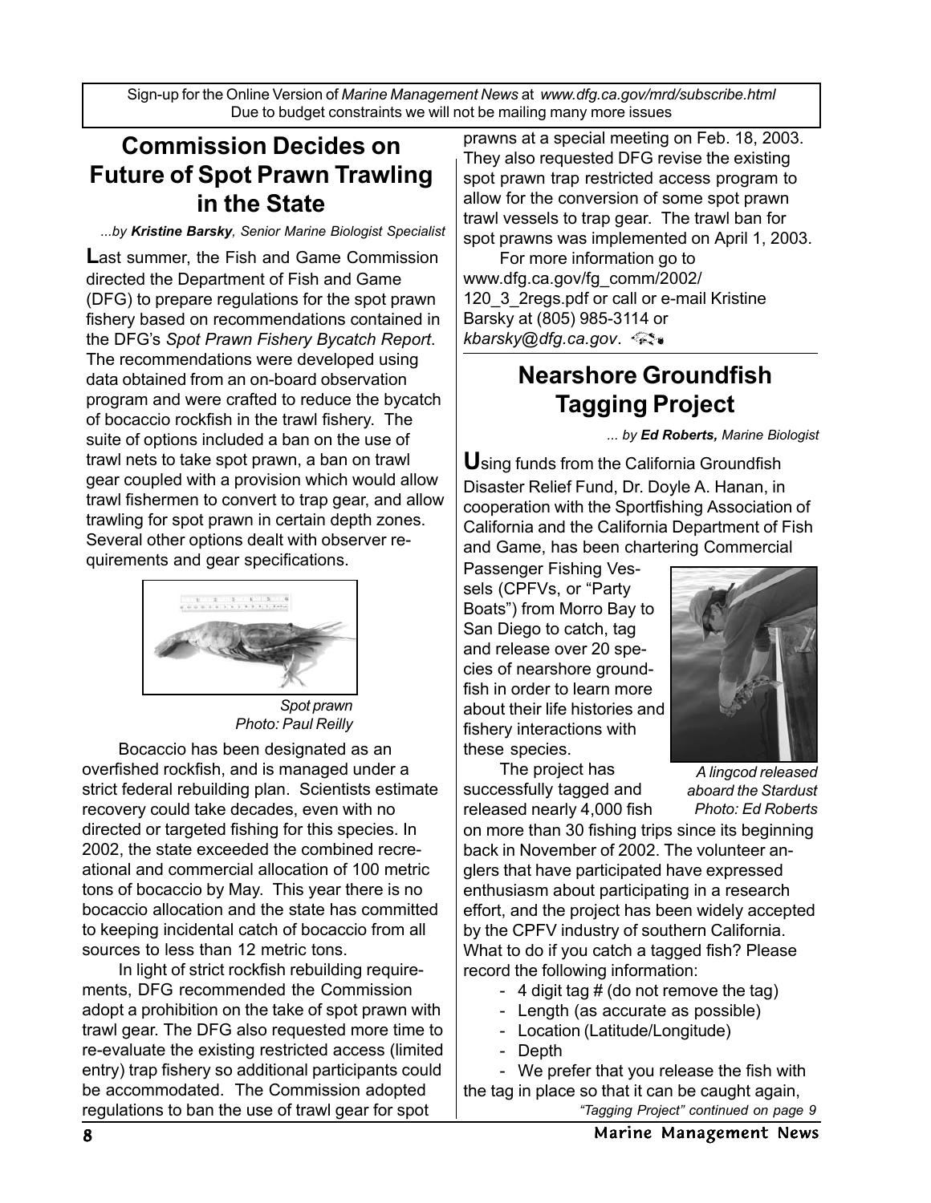Sign-up for the Online Version of *Marine Management News* at *www.dfg.ca.gov/mrd/subscribe.html*
Due to budget constraints we will not be mailing many more issues

## Commission Decides on Future of Spot Prawn Trawling in the State

*...by **Kristine Barsky**, Senior Marine Biologist Specialist*

**L**ast summer, the Fish and Game Commission directed the Department of Fish and Game (DFG) to prepare regulations for the spot prawn fishery based on recommendations contained in the DFG's *Spot Prawn Fishery Bycatch Report*. The recommendations were developed using data obtained from an on-board observation program and were crafted to reduce the bycatch of bocaccio rockfish in the trawl fishery. The suite of options included a ban on the use of trawl nets to take spot prawn, a ban on trawl gear coupled with a provision which would allow trawl fishermen to convert to trap gear, and allow trawling for spot prawn in certain depth zones. Several other options dealt with observer requirements and gear specifications.

*Spot prawn*
*Photo: Paul Reilly*

Bocaccio has been designated as an overfished rockfish, and is managed under a strict federal rebuilding plan. Scientists estimate recovery could take decades, even with no directed or targeted fishing for this species. In 2002, the state exceeded the combined recreational and commercial allocation of 100 metric tons of bocaccio by May. This year there is no bocaccio allocation and the state has committed to keeping incidental catch of bocaccio from all sources to less than 12 metric tons.

In light of strict rockfish rebuilding requirements, DFG recommended the Commission adopt a prohibition on the take of spot prawn with trawl gear. The DFG also requested more time to re-evaluate the existing restricted access (limited entry) trap fishery so additional participants could be accommodated. The Commission adopted regulations to ban the use of trawl gear for spot prawns at a special meeting on Feb. 18, 2003. They also requested DFG revise the existing spot prawn trap restricted access program to allow for the conversion of some spot prawn trawl vessels to trap gear. The trawl ban for spot prawns was implemented on April 1, 2003.

For more information go to www.dfg.ca.gov/fg_comm/2002/120_3_2regs.pdf or call or e-mail Kristine Barsky at (805) 985-3114 or *kbarsky@dfg.ca.gov*.

## Nearshore Groundfish Tagging Project

*... by **Ed Roberts,** Marine Biologist*

**U**sing funds from the California Groundfish Disaster Relief Fund, Dr. Doyle A. Hanan, in cooperation with the Sportfishing Association of California and the California Department of Fish and Game, has been chartering Commercial Passenger Fishing Vessels (CPFVs, or "Party Boats") from Morro Bay to San Diego to catch, tag and release over 20 species of nearshore groundfish in order to learn more about their life histories and fishery interactions with these species.

*A lingcod released aboard the Stardust*
*Photo: Ed Roberts*

The project has successfully tagged and released nearly 4,000 fish on more than 30 fishing trips since its beginning back in November of 2002. The volunteer anglers that have participated have expressed enthusiasm about participating in a research effort, and the project has been widely accepted by the CPFV industry of southern California. What to do if you catch a tagged fish? Please record the following information:

- 4 digit tag # (do not remove the tag)
- Length (as accurate as possible)
- Location (Latitude/Longitude)
- Depth
- We prefer that you release the fish with the tag in place so that it can be caught again,

*"Tagging Project" continued on page 9*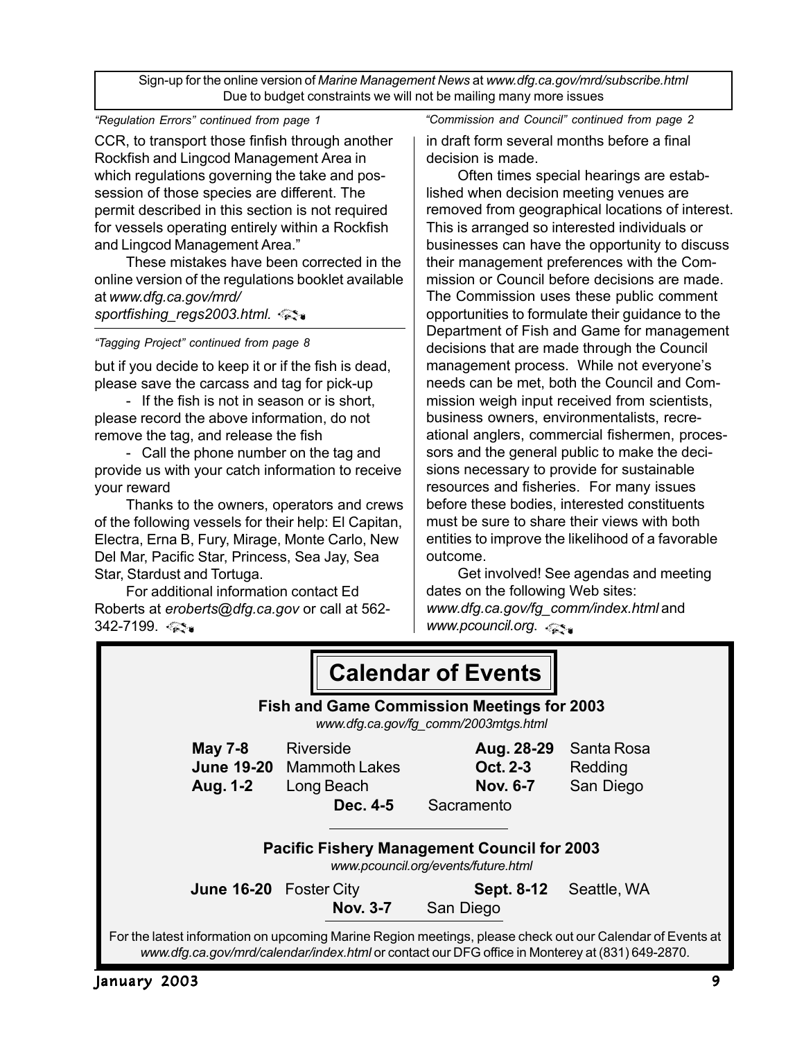Sign-up for the online version of *Marine Management News* at *www.dfg.ca.gov/mrd/subscribe.html*
Due to budget constraints we will not be mailing many more issues

*"Regulation Errors" continued from page 1*

CCR, to transport those finfish through another Rockfish and Lingcod Management Area in which regulations governing the take and possession of those species are different. The permit described in this section is not required for vessels operating entirely within a Rockfish and Lingcod Management Area."

These mistakes have been corrected in the online version of the regulations booklet available at *www.dfg.ca.gov/mrd/sportfishing_regs2003.html.*

*"Tagging Project" continued from page 8*

but if you decide to keep it or if the fish is dead, please save the carcass and tag for pick-up

- If the fish is not in season or is short, please record the above information, do not remove the tag, and release the fish
- Call the phone number on the tag and provide us with your catch information to receive your reward

Thanks to the owners, operators and crews of the following vessels for their help: El Capitan, Electra, Erna B, Fury, Mirage, Monte Carlo, New Del Mar, Pacific Star, Princess, Sea Jay, Sea Star, Stardust and Tortuga.

For additional information contact Ed Roberts at *eroberts@dfg.ca.gov* or call at 562-342-7199.

*"Commission and Council" continued from page 2*

in draft form several months before a final decision is made.

Often times special hearings are established when decision meeting venues are removed from geographical locations of interest. This is arranged so interested individuals or businesses can have the opportunity to discuss their management preferences with the Commission or Council before decisions are made. The Commission uses these public comment opportunities to formulate their guidance to the Department of Fish and Game for management decisions that are made through the Council management process. While not everyone's needs can be met, both the Council and Commission weigh input received from scientists, business owners, environmentalists, recreational anglers, commercial fishermen, processors and the general public to make the decisions necessary to provide for sustainable resources and fisheries. For many issues before these bodies, interested constituents must be sure to share their views with both entities to improve the likelihood of a favorable outcome.

Get involved! See agendas and meeting dates on the following Web sites: *www.dfg.ca.gov/fg_comm/index.html* and *www.pcouncil.org*.

# Calendar of Events

### Fish and Game Commission Meetings for 2003

*www.dfg.ca.gov/fg_comm/2003mtgs.html*

| Date | Location | Date | Location |
|---|---|---|---|
| **May 7-8** | Riverside | **Aug. 28-29** | Santa Rosa |
| **June 19-20** | Mammoth Lakes | **Oct. 2-3** | Redding |
| **Aug. 1-2** | Long Beach | **Nov. 6-7** | San Diego |
| **Dec. 4-5** | Sacramento | | |

### Pacific Fishery Management Council for 2003

*www.pcouncil.org/events/future.html*

| Date | Location | Date | Location |
|---|---|---|---|
| **June 16-20** | Foster City | **Sept. 8-12** | Seattle, WA |
| **Nov. 3-7** | San Diego | | |

For the latest information on upcoming Marine Region meetings, please check out our Calendar of Events at *www.dfg.ca.gov/mrd/calendar/index.html* or contact our DFG office in Monterey at (831) 649-2870.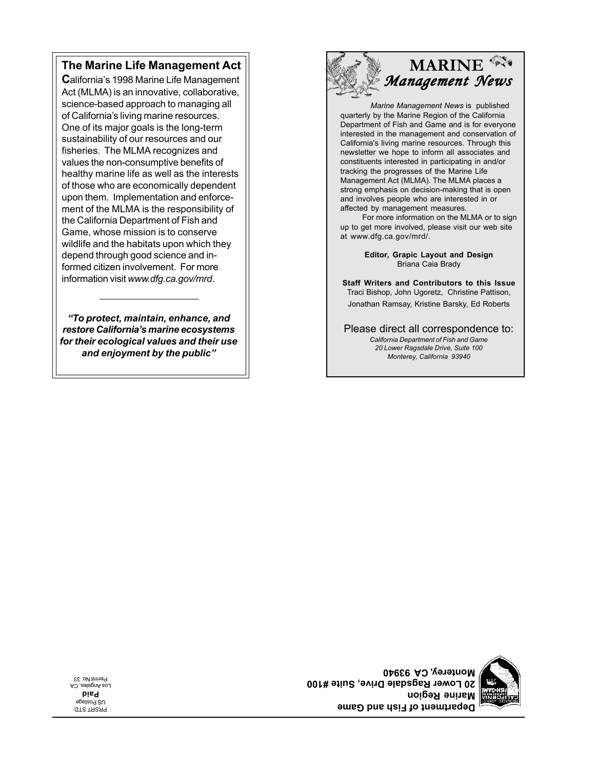## The Marine Life Management Act

**C**alifornia's 1998 Marine Life Management Act (MLMA) is an innovative, collaborative, science-based approach to managing all of California's living marine resources. One of its major goals is the long-term sustainability of our resources and our fisheries. The MLMA recognizes and values the non-consumptive benefits of healthy marine life as well as the interests of those who are economically dependent upon them. Implementation and enforcement of the MLMA is the responsibility of the California Department of Fish and Game, whose mission is to conserve wildlife and the habitats upon which they depend through good science and informed citizen involvement. For more information visit *www.dfg.ca.gov/mrd*.

---

***"To protect, maintain, enhance, and restore California's marine ecosystems for their ecological values and their use and enjoyment by the public"***

## MARINE *Management News*

*Marine Management News* is published quarterly by the Marine Region of the California Department of Fish and Game and is for everyone interested in the management and conservation of California's living marine resources. Through this newsletter we hope to inform all associates and constituents interested in participating in and/or tracking the progresses of the Marine Life Management Act (MLMA). The MLMA places a strong emphasis on decision-making that is open and involves people who are interested in or affected by management measures.

For more information on the MLMA or to sign up to get more involved, please visit our web site at www.dfg.ca.gov/mrd/.

**Editor, Grapic Layout and Design**
Briana Caia Brady

**Staff Writers and Contributors to this Issue**
Traci Bishop, John Ugoretz, Christine Pattison, Jonathan Ramsay, Kristine Barsky, Ed Roberts

Please direct all correspondence to:

*California Department of Fish and Game*
*20 Lower Ragsdale Drive, Suite 100*
*Monterey, California 93940*

**Department of Fish and Game**
**Marine Region**
**20 Lower Ragsdale Drive, Suite #100**
**Monterey, CA 93940**

PRSRT STD
US Postage
**Paid**
Los Angeles, CA
Permit No. 33